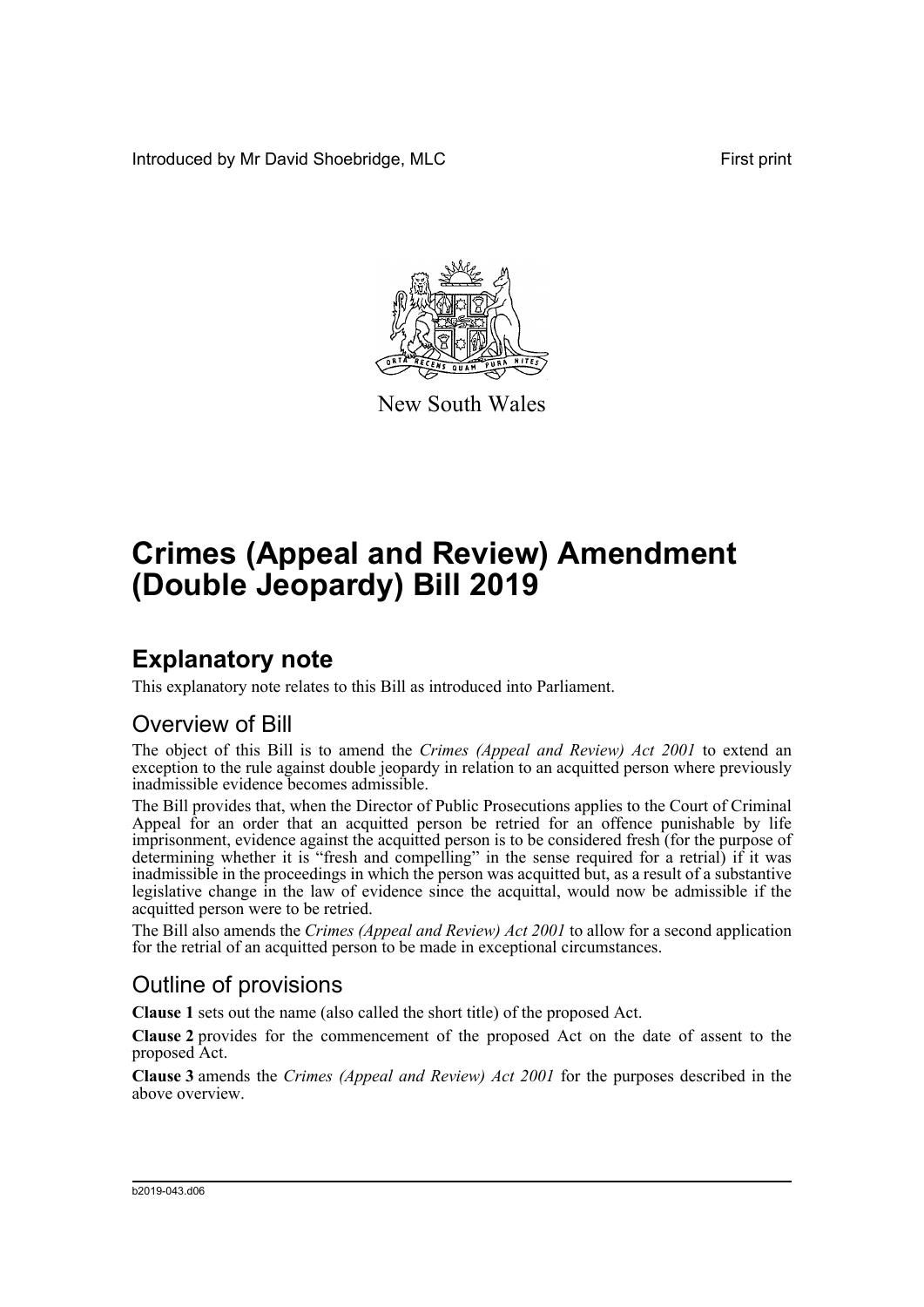Introduced by Mr David Shoebridge, MLC First print

New South Wales

# Crimes (Appeal and Review) Amendment (Double Jeopardy) Bill 2019

## Explanatory note

This explanatory note relates to this Bill as introduced into Parliament.

### Overview of Bill

The object of this Bill is to amend the *Crimes (Appeal and Review) Act 2001* to extend an exception to the rule against double jeopardy in relation to an acquitted person where previously inadmissible evidence becomes admissible.

The Bill provides that, when the Director of Public Prosecutions applies to the Court of Criminal Appeal for an order that an acquitted person be retried for an offence punishable by life imprisonment, evidence against the acquitted person is to be considered fresh (for the purpose of determining whether it is "fresh and compelling" in the sense required for a retrial) if it was inadmissible in the proceedings in which the person was acquitted but, as a result of a substantive legislative change in the law of evidence since the acquittal, would now be admissible if the acquitted person were to be retried.

The Bill also amends the *Crimes (Appeal and Review) Act 2001* to allow for a second application for the retrial of an acquitted person to be made in exceptional circumstances.

### Outline of provisions

**Clause 1** sets out the name (also called the short title) of the proposed Act.

**Clause 2** provides for the commencement of the proposed Act on the date of assent to the proposed Act.

**Clause 3** amends the *Crimes (Appeal and Review) Act 2001* for the purposes described in the above overview.

b2019-043.d06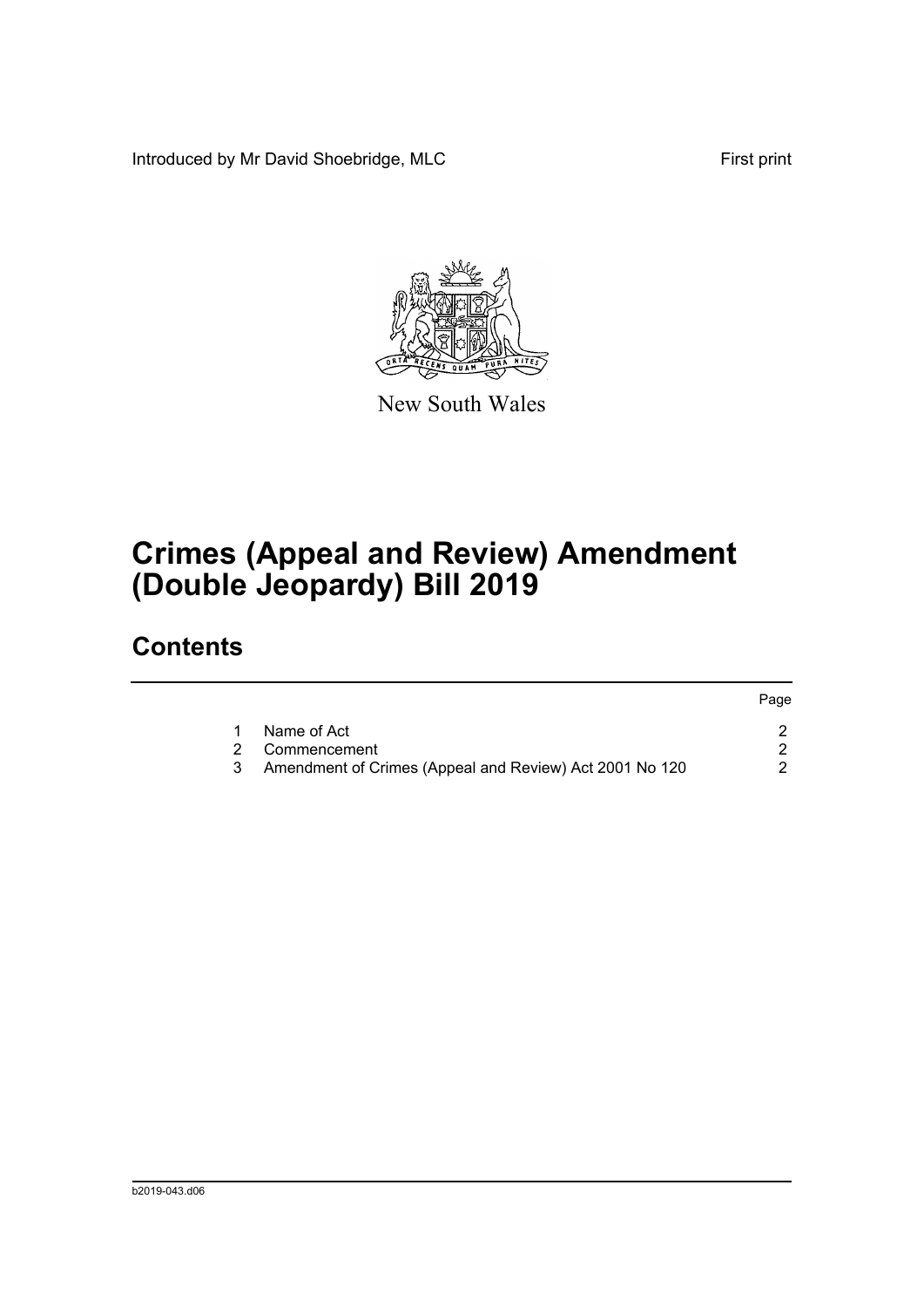Introduced by Mr David Shoebridge, MLC First print

New South Wales

# Crimes (Appeal and Review) Amendment (Double Jeopardy) Bill 2019

## Contents

| | | Page |
|---|---|---|
| 1 | Name of Act | 2 |
| 2 | Commencement | 2 |
| 3 | Amendment of Crimes (Appeal and Review) Act 2001 No 120 | 2 |

b2019-043.d06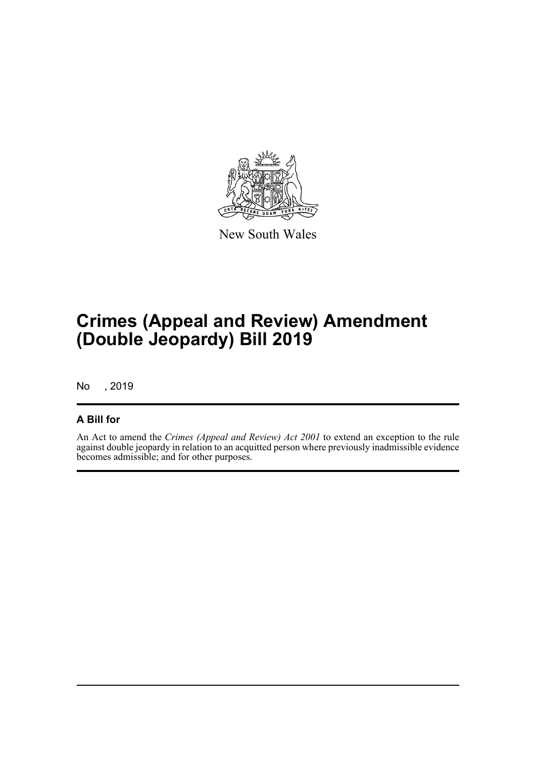New South Wales

# Crimes (Appeal and Review) Amendment (Double Jeopardy) Bill 2019

No , 2019

## A Bill for

An Act to amend the *Crimes (Appeal and Review) Act 2001* to extend an exception to the rule against double jeopardy in relation to an acquitted person where previously inadmissible evidence becomes admissible; and for other purposes.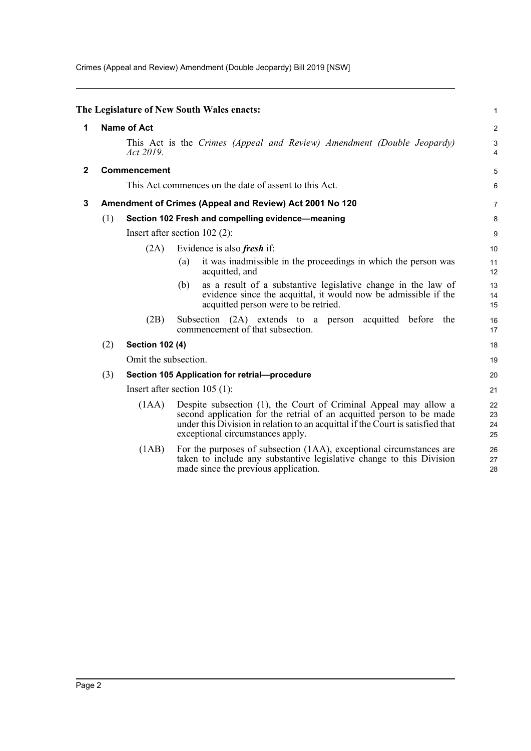**The Legislature of New South Wales enacts:**

## 1 Name of Act

This Act is the *Crimes (Appeal and Review) Amendment (Double Jeopardy) Act 2019*.

## 2 Commencement

This Act commences on the date of assent to this Act.

## 3 Amendment of Crimes (Appeal and Review) Act 2001 No 120

### (1) Section 102 Fresh and compelling evidence—meaning

Insert after section 102 (2):

> (2A) Evidence is also ***fresh*** if:
>
> (a) it was inadmissible in the proceedings in which the person was acquitted, and
>
> (b) as a result of a substantive legislative change in the law of evidence since the acquittal, it would now be admissible if the acquitted person were to be retried.
>
> (2B) Subsection (2A) extends to a person acquitted before the commencement of that subsection.

### (2) Section 102 (4)

Omit the subsection.

### (3) Section 105 Application for retrial—procedure

Insert after section 105 (1):

> (1AA) Despite subsection (1), the Court of Criminal Appeal may allow a second application for the retrial of an acquitted person to be made under this Division in relation to an acquittal if the Court is satisfied that exceptional circumstances apply.
>
> (1AB) For the purposes of subsection (1AA), exceptional circumstances are taken to include any substantive legislative change to this Division made since the previous application.